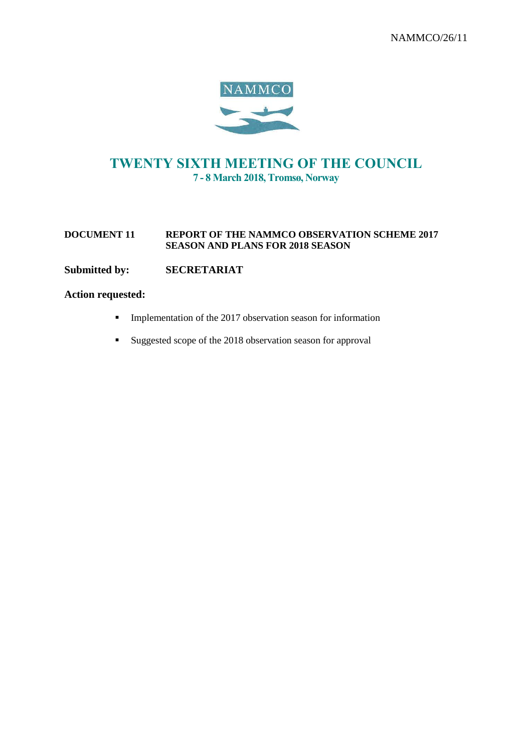NAMMCO/26/11

NAMMCO

# TWENTY SIXTH MEETING OF THE COUNCIL

**7 - 8 March 2018, Tromsø, Norway**

**DOCUMENT 11** **REPORT OF THE NAMMCO OBSERVATION SCHEME 2017 SEASON AND PLANS FOR 2018 SEASON**

**Submitted by:** **SECRETARIAT**

**Action requested:**

- Implementation of the 2017 observation season for information
- Suggested scope of the 2018 observation season for approval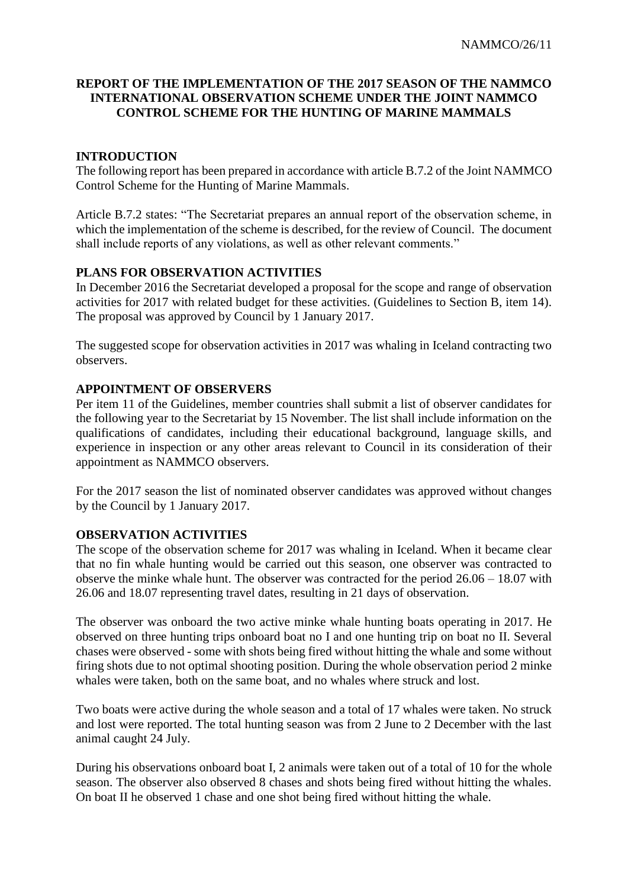**REPORT OF THE IMPLEMENTATION OF THE 2017 SEASON OF THE NAMMCO INTERNATIONAL OBSERVATION SCHEME UNDER THE JOINT NAMMCO CONTROL SCHEME FOR THE HUNTING OF MARINE MAMMALS**

## INTRODUCTION

The following report has been prepared in accordance with article B.7.2 of the Joint NAMMCO Control Scheme for the Hunting of Marine Mammals.

Article B.7.2 states: "The Secretariat prepares an annual report of the observation scheme, in which the implementation of the scheme is described, for the review of Council. The document shall include reports of any violations, as well as other relevant comments."

## PLANS FOR OBSERVATION ACTIVITIES

In December 2016 the Secretariat developed a proposal for the scope and range of observation activities for 2017 with related budget for these activities. (Guidelines to Section B, item 14). The proposal was approved by Council by 1 January 2017.

The suggested scope for observation activities in 2017 was whaling in Iceland contracting two observers.

## APPOINTMENT OF OBSERVERS

Per item 11 of the Guidelines, member countries shall submit a list of observer candidates for the following year to the Secretariat by 15 November. The list shall include information on the qualifications of candidates, including their educational background, language skills, and experience in inspection or any other areas relevant to Council in its consideration of their appointment as NAMMCO observers.

For the 2017 season the list of nominated observer candidates was approved without changes by the Council by 1 January 2017.

## OBSERVATION ACTIVITIES

The scope of the observation scheme for 2017 was whaling in Iceland. When it became clear that no fin whale hunting would be carried out this season, one observer was contracted to observe the minke whale hunt. The observer was contracted for the period 26.06 – 18.07 with 26.06 and 18.07 representing travel dates, resulting in 21 days of observation.

The observer was onboard the two active minke whale hunting boats operating in 2017. He observed on three hunting trips onboard boat no I and one hunting trip on boat no II. Several chases were observed - some with shots being fired without hitting the whale and some without firing shots due to not optimal shooting position. During the whole observation period 2 minke whales were taken, both on the same boat, and no whales where struck and lost.

Two boats were active during the whole season and a total of 17 whales were taken. No struck and lost were reported. The total hunting season was from 2 June to 2 December with the last animal caught 24 July.

During his observations onboard boat I, 2 animals were taken out of a total of 10 for the whole season. The observer also observed 8 chases and shots being fired without hitting the whales. On boat II he observed 1 chase and one shot being fired without hitting the whale.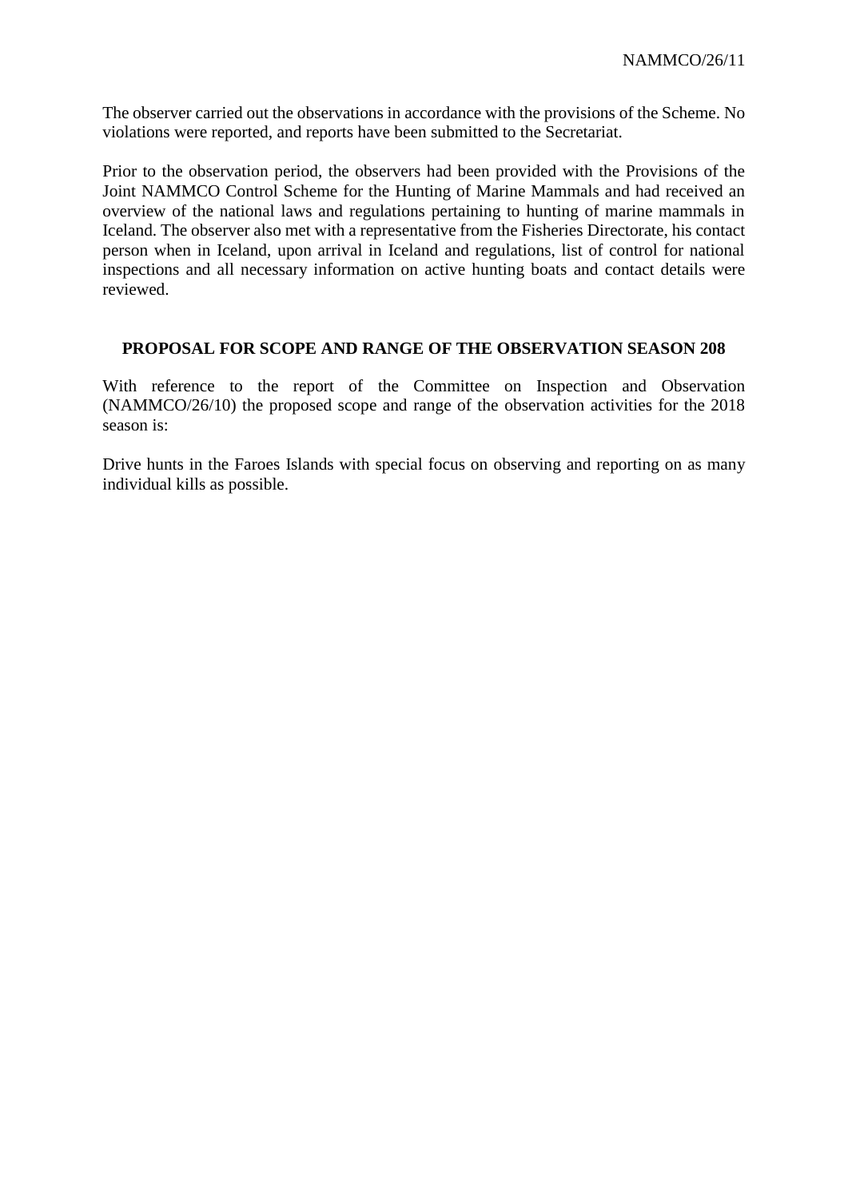The observer carried out the observations in accordance with the provisions of the Scheme. No violations were reported, and reports have been submitted to the Secretariat.

Prior to the observation period, the observers had been provided with the Provisions of the Joint NAMMCO Control Scheme for the Hunting of Marine Mammals and had received an overview of the national laws and regulations pertaining to hunting of marine mammals in Iceland. The observer also met with a representative from the Fisheries Directorate, his contact person when in Iceland, upon arrival in Iceland and regulations, list of control for national inspections and all necessary information on active hunting boats and contact details were reviewed.

## PROPOSAL FOR SCOPE AND RANGE OF THE OBSERVATION SEASON 208

With reference to the report of the Committee on Inspection and Observation (NAMMCO/26/10) the proposed scope and range of the observation activities for the 2018 season is:

Drive hunts in the Faroes Islands with special focus on observing and reporting on as many individual kills as possible.